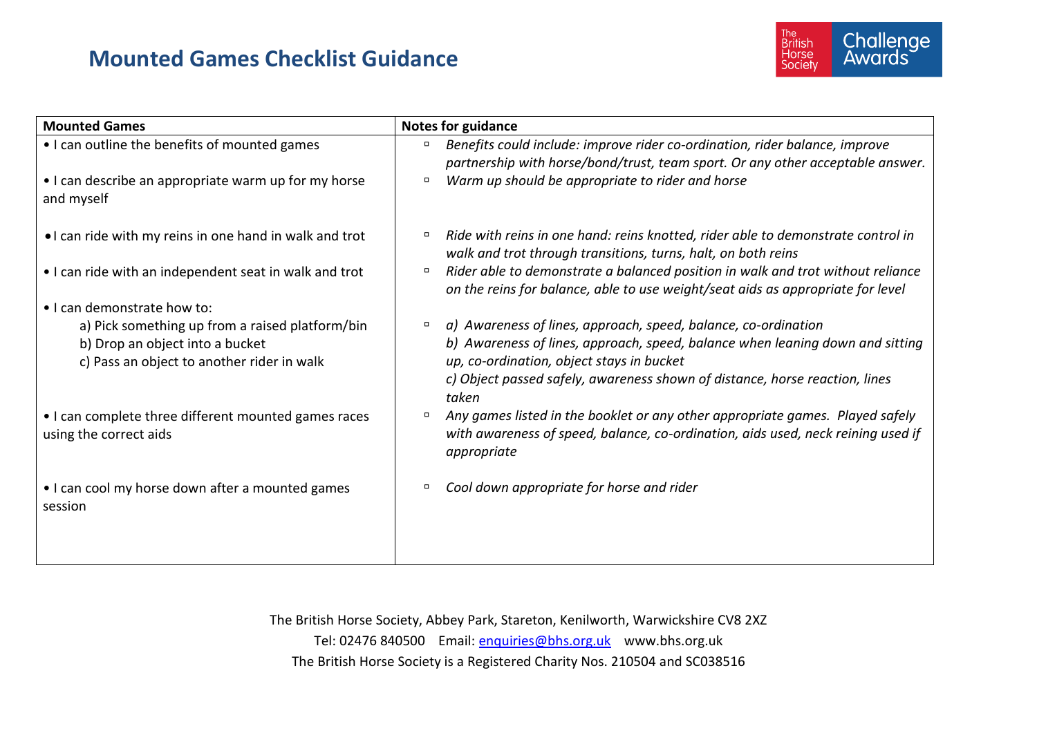# Mounted Games Checklist Guidance

The British Horse Society Challenge Awards

| Mounted Games | Notes for guidance |
| --- | --- |
| • I can outline the benefits of mounted games | ▫ *Benefits could include: improve rider co-ordination, rider balance, improve partnership with horse/bond/trust, team sport. Or any other acceptable answer.* |
| • I can describe an appropriate warm up for my horse and myself | ▫ *Warm up should be appropriate to rider and horse* |
| • I can ride with my reins in one hand in walk and trot | ▫ *Ride with reins in one hand: reins knotted, rider able to demonstrate control in walk and trot through transitions, turns, halt, on both reins* |
| • I can ride with an independent seat in walk and trot | ▫ *Rider able to demonstrate a balanced position in walk and trot without reliance on the reins for balance, able to use weight/seat aids as appropriate for level* |
| • I can demonstrate how to:<br>a) Pick something up from a raised platform/bin<br>b) Drop an object into a bucket<br>c) Pass an object to another rider in walk | ▫ *a) Awareness of lines, approach, speed, balance, co-ordination*<br>*b) Awareness of lines, approach, speed, balance when leaning down and sitting up, co-ordination, object stays in bucket*<br>*c) Object passed safely, awareness shown of distance, horse reaction, lines taken* |
| • I can complete three different mounted games races using the correct aids | ▫ *Any games listed in the booklet or any other appropriate games. Played safely with awareness of speed, balance, co-ordination, aids used, neck reining used if appropriate* |
| • I can cool my horse down after a mounted games session | ▫ *Cool down appropriate for horse and rider* |

The British Horse Society, Abbey Park, Stareton, Kenilworth, Warwickshire CV8 2XZ
Tel: 02476 840500 Email: enquiries@bhs.org.uk www.bhs.org.uk
The British Horse Society is a Registered Charity Nos. 210504 and SC038516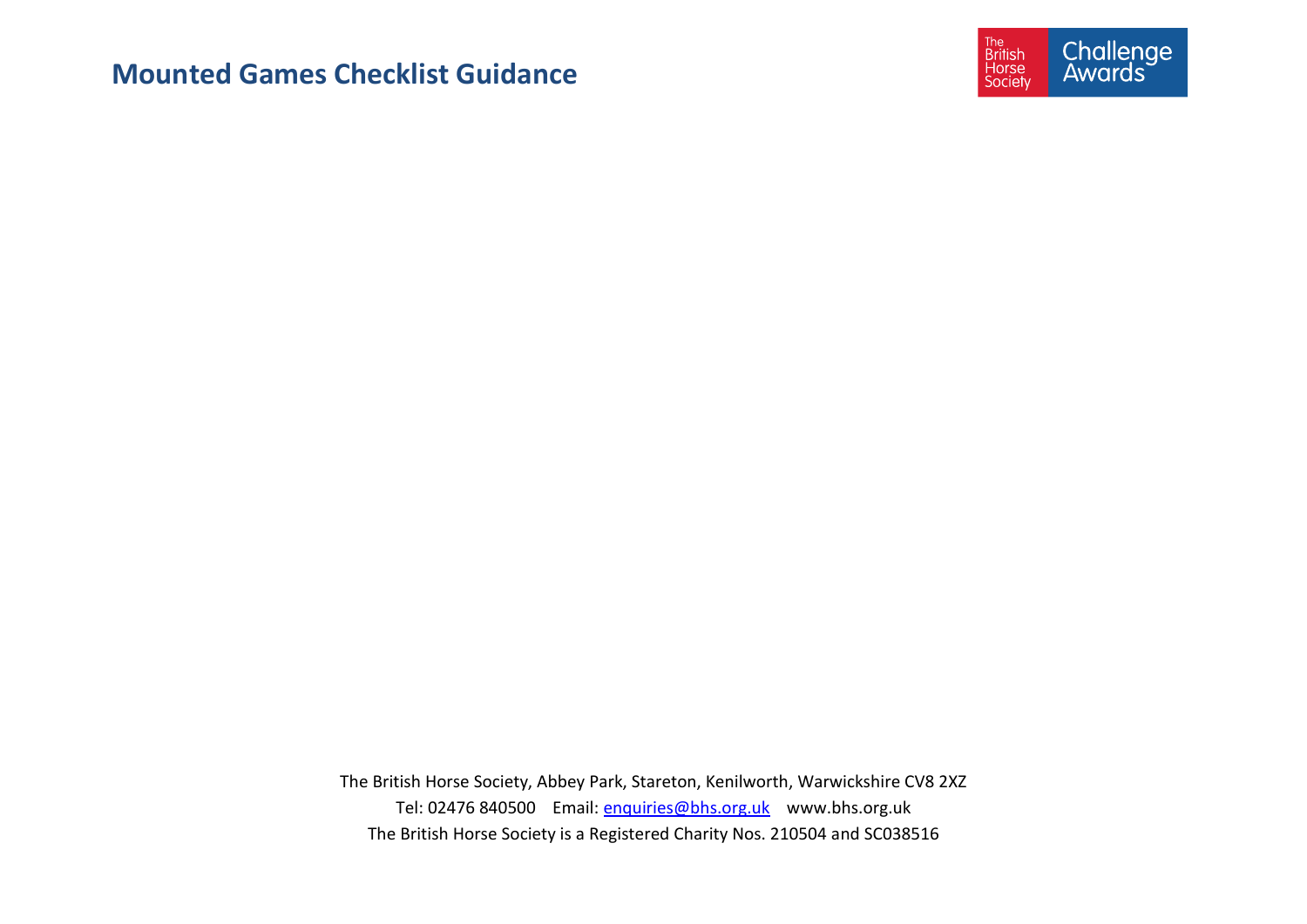# Mounted Games Checklist Guidance

The British Horse Society, Abbey Park, Stareton, Kenilworth, Warwickshire CV8 2XZ
Tel: 02476 840500 Email: enquiries@bhs.org.uk www.bhs.org.uk
The British Horse Society is a Registered Charity Nos. 210504 and SC038516